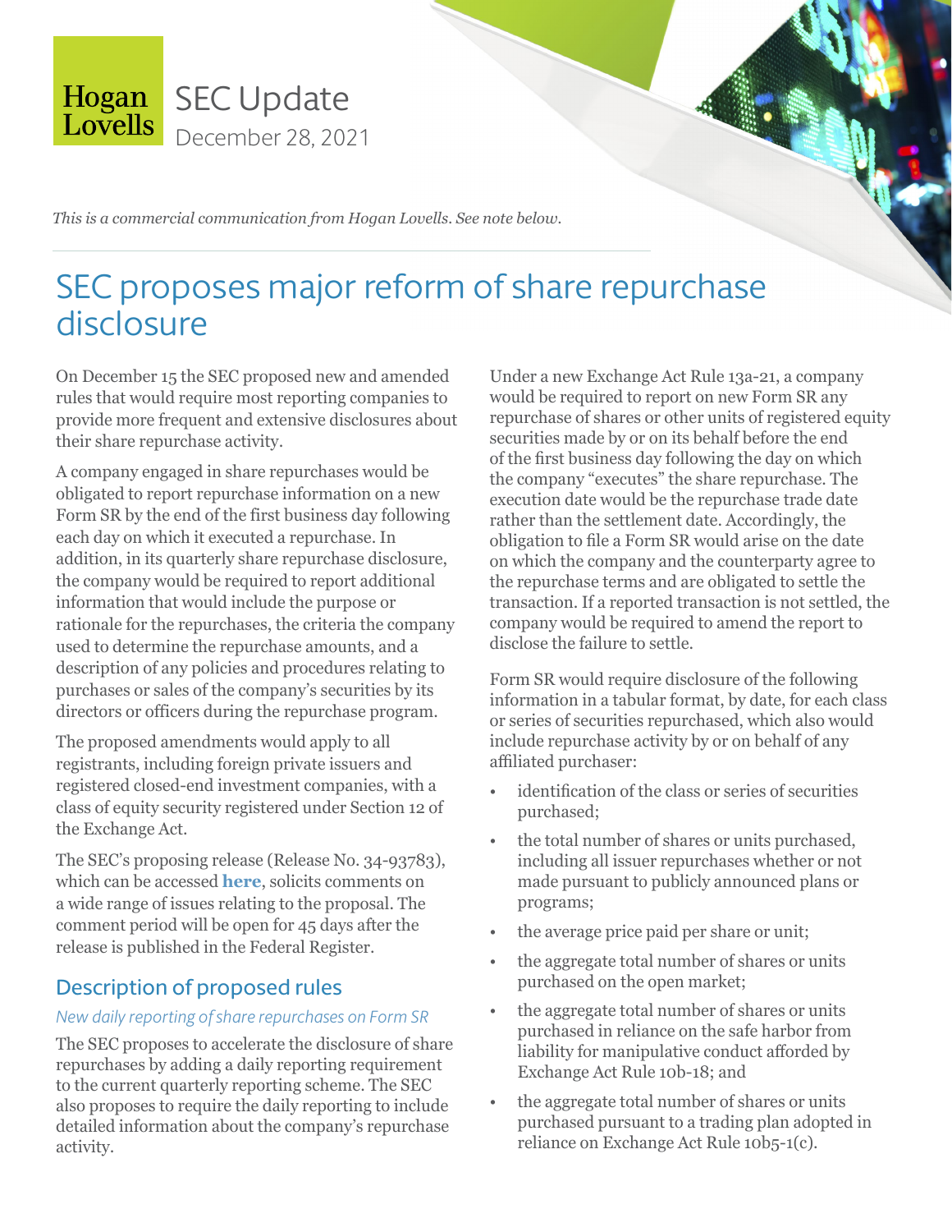Hogan Lovells

SEC Update
December 28, 2021

*This is a commercial communication from Hogan Lovells. See note below.*

# SEC proposes major reform of share repurchase disclosure

On December 15 the SEC proposed new and amended rules that would require most reporting companies to provide more frequent and extensive disclosures about their share repurchase activity.

A company engaged in share repurchases would be obligated to report repurchase information on a new Form SR by the end of the first business day following each day on which it executed a repurchase. In addition, in its quarterly share repurchase disclosure, the company would be required to report additional information that would include the purpose or rationale for the repurchases, the criteria the company used to determine the repurchase amounts, and a description of any policies and procedures relating to purchases or sales of the company's securities by its directors or officers during the repurchase program.

The proposed amendments would apply to all registrants, including foreign private issuers and registered closed-end investment companies, with a class of equity security registered under Section 12 of the Exchange Act.

The SEC's proposing release (Release No. 34-93783), which can be accessed **here**, solicits comments on a wide range of issues relating to the proposal. The comment period will be open for 45 days after the release is published in the Federal Register.

## Description of proposed rules

### *New daily reporting of share repurchases on Form SR*

The SEC proposes to accelerate the disclosure of share repurchases by adding a daily reporting requirement to the current quarterly reporting scheme. The SEC also proposes to require the daily reporting to include detailed information about the company's repurchase activity.

Under a new Exchange Act Rule 13a-21, a company would be required to report on new Form SR any repurchase of shares or other units of registered equity securities made by or on its behalf before the end of the first business day following the day on which the company "executes" the share repurchase. The execution date would be the repurchase trade date rather than the settlement date. Accordingly, the obligation to file a Form SR would arise on the date on which the company and the counterparty agree to the repurchase terms and are obligated to settle the transaction. If a reported transaction is not settled, the company would be required to amend the report to disclose the failure to settle.

Form SR would require disclosure of the following information in a tabular format, by date, for each class or series of securities repurchased, which also would include repurchase activity by or on behalf of any affiliated purchaser:

- identification of the class or series of securities purchased;
- the total number of shares or units purchased, including all issuer repurchases whether or not made pursuant to publicly announced plans or programs;
- the average price paid per share or unit;
- the aggregate total number of shares or units purchased on the open market;
- the aggregate total number of shares or units purchased in reliance on the safe harbor from liability for manipulative conduct afforded by Exchange Act Rule 10b-18; and
- the aggregate total number of shares or units purchased pursuant to a trading plan adopted in reliance on Exchange Act Rule 10b5-1(c).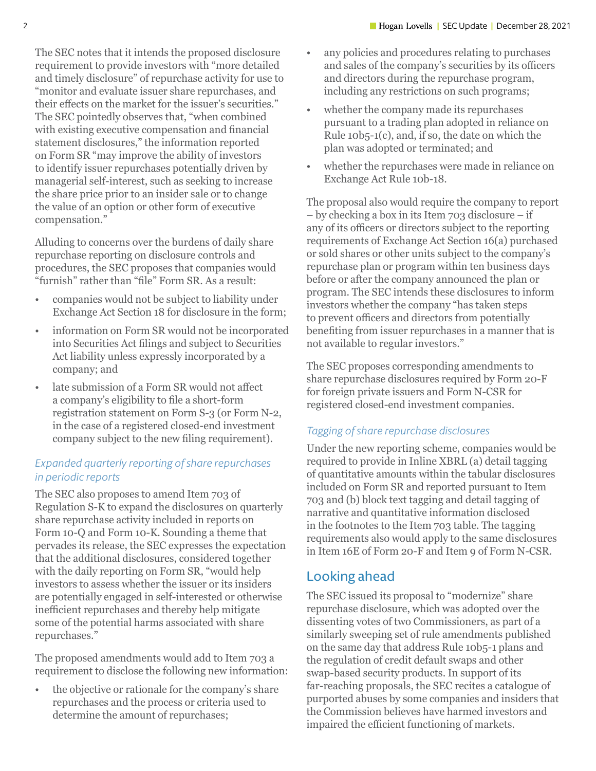The SEC notes that it intends the proposed disclosure requirement to provide investors with "more detailed and timely disclosure" of repurchase activity for use to "monitor and evaluate issuer share repurchases, and their effects on the market for the issuer's securities." The SEC pointedly observes that, "when combined with existing executive compensation and financial statement disclosures," the information reported on Form SR "may improve the ability of investors to identify issuer repurchases potentially driven by managerial self-interest, such as seeking to increase the share price prior to an insider sale or to change the value of an option or other form of executive compensation."

Alluding to concerns over the burdens of daily share repurchase reporting on disclosure controls and procedures, the SEC proposes that companies would "furnish" rather than "file" Form SR. As a result:

- companies would not be subject to liability under Exchange Act Section 18 for disclosure in the form;
- information on Form SR would not be incorporated into Securities Act filings and subject to Securities Act liability unless expressly incorporated by a company; and
- late submission of a Form SR would not affect a company's eligibility to file a short-form registration statement on Form S-3 (or Form N-2, in the case of a registered closed-end investment company subject to the new filing requirement).

### *Expanded quarterly reporting of share repurchases in periodic reports*

The SEC also proposes to amend Item 703 of Regulation S-K to expand the disclosures on quarterly share repurchase activity included in reports on Form 10-Q and Form 10-K. Sounding a theme that pervades its release, the SEC expresses the expectation that the additional disclosures, considered together with the daily reporting on Form SR, "would help investors to assess whether the issuer or its insiders are potentially engaged in self-interested or otherwise inefficient repurchases and thereby help mitigate some of the potential harms associated with share repurchases."

The proposed amendments would add to Item 703 a requirement to disclose the following new information:

- the objective or rationale for the company's share repurchases and the process or criteria used to determine the amount of repurchases;
- any policies and procedures relating to purchases and sales of the company's securities by its officers and directors during the repurchase program, including any restrictions on such programs;
- whether the company made its repurchases pursuant to a trading plan adopted in reliance on Rule 10b5-1(c), and, if so, the date on which the plan was adopted or terminated; and
- whether the repurchases were made in reliance on Exchange Act Rule 10b-18.

The proposal also would require the company to report – by checking a box in its Item 703 disclosure – if any of its officers or directors subject to the reporting requirements of Exchange Act Section 16(a) purchased or sold shares or other units subject to the company's repurchase plan or program within ten business days before or after the company announced the plan or program. The SEC intends these disclosures to inform investors whether the company "has taken steps to prevent officers and directors from potentially benefiting from issuer repurchases in a manner that is not available to regular investors."

The SEC proposes corresponding amendments to share repurchase disclosures required by Form 20-F for foreign private issuers and Form N-CSR for registered closed-end investment companies.

### *Tagging of share repurchase disclosures*

Under the new reporting scheme, companies would be required to provide in Inline XBRL (a) detail tagging of quantitative amounts within the tabular disclosures included on Form SR and reported pursuant to Item 703 and (b) block text tagging and detail tagging of narrative and quantitative information disclosed in the footnotes to the Item 703 table. The tagging requirements also would apply to the same disclosures in Item 16E of Form 20-F and Item 9 of Form N-CSR.

## Looking ahead

The SEC issued its proposal to "modernize" share repurchase disclosure, which was adopted over the dissenting votes of two Commissioners, as part of a similarly sweeping set of rule amendments published on the same day that address Rule 10b5-1 plans and the regulation of credit default swaps and other swap-based security products. In support of its far-reaching proposals, the SEC recites a catalogue of purported abuses by some companies and insiders that the Commission believes have harmed investors and impaired the efficient functioning of markets.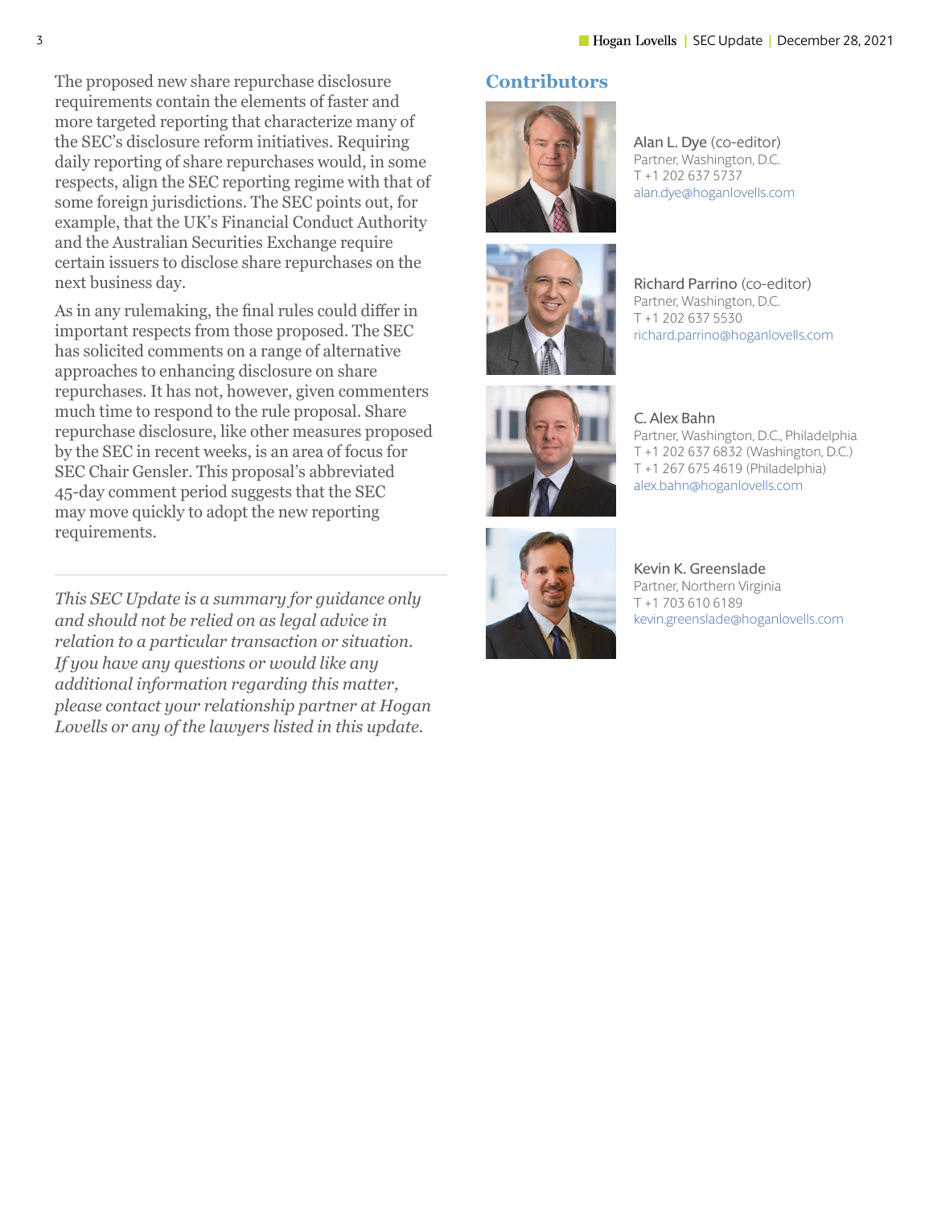The proposed new share repurchase disclosure requirements contain the elements of faster and more targeted reporting that characterize many of the SEC's disclosure reform initiatives. Requiring daily reporting of share repurchases would, in some respects, align the SEC reporting regime with that of some foreign jurisdictions. The SEC points out, for example, that the UK's Financial Conduct Authority and the Australian Securities Exchange require certain issuers to disclose share repurchases on the next business day.

As in any rulemaking, the final rules could differ in important respects from those proposed. The SEC has solicited comments on a range of alternative approaches to enhancing disclosure on share repurchases. It has not, however, given commenters much time to respond to the rule proposal. Share repurchase disclosure, like other measures proposed by the SEC in recent weeks, is an area of focus for SEC Chair Gensler. This proposal's abbreviated 45-day comment period suggests that the SEC may move quickly to adopt the new reporting requirements.

---

*This SEC Update is a summary for guidance only and should not be relied on as legal advice in relation to a particular transaction or situation. If you have any questions or would like any additional information regarding this matter, please contact your relationship partner at Hogan Lovells or any of the lawyers listed in this update.*

## Contributors

Alan L. Dye (co-editor)
Partner, Washington, D.C.
T +1 202 637 5737
alan.dye@hoganlovells.com

Richard Parrino (co-editor)
Partner, Washington, D.C.
T +1 202 637 5530
richard.parrino@hoganlovells.com

C. Alex Bahn
Partner, Washington, D.C., Philadelphia
T +1 202 637 6832 (Washington, D.C.)
T +1 267 675 4619 (Philadelphia)
alex.bahn@hoganlovells.com

Kevin K. Greenslade
Partner, Northern Virginia
T +1 703 610 6189
kevin.greenslade@hoganlovells.com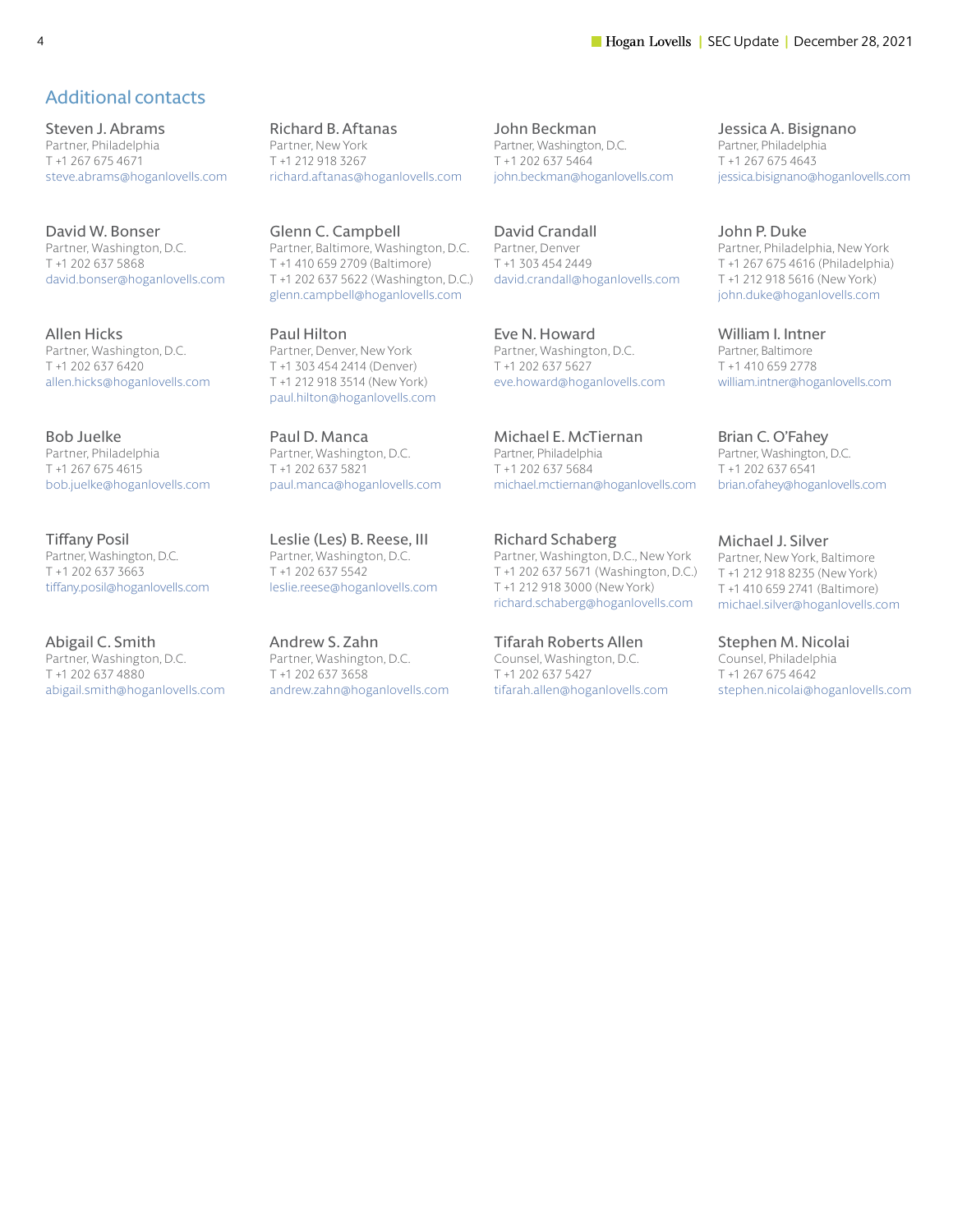## Additional contacts

**Steven J. Abrams**
Partner, Philadelphia
T +1 267 675 4671
steve.abrams@hoganlovells.com

**Richard B. Aftanas**
Partner, New York
T +1 212 918 3267
richard.aftanas@hoganlovells.com

**John Beckman**
Partner, Washington, D.C.
T +1 202 637 5464
john.beckman@hoganlovells.com

**Jessica A. Bisignano**
Partner, Philadelphia
T +1 267 675 4643
jessica.bisignano@hoganlovells.com

**David W. Bonser**
Partner, Washington, D.C.
T +1 202 637 5868
david.bonser@hoganlovells.com

**Glenn C. Campbell**
Partner, Baltimore, Washington, D.C.
T +1 410 659 2709 (Baltimore)
T +1 202 637 5622 (Washington, D.C.)
glenn.campbell@hoganlovells.com

**David Crandall**
Partner, Denver
T +1 303 454 2449
david.crandall@hoganlovells.com

**John P. Duke**
Partner, Philadelphia, New York
T +1 267 675 4616 (Philadelphia)
T +1 212 918 5616 (New York)
john.duke@hoganlovells.com

**Allen Hicks**
Partner, Washington, D.C.
T +1 202 637 6420
allen.hicks@hoganlovells.com

**Paul Hilton**
Partner, Denver, New York
T +1 303 454 2414 (Denver)
T +1 212 918 3514 (New York)
paul.hilton@hoganlovells.com

**Eve N. Howard**
Partner, Washington, D.C.
T +1 202 637 5627
eve.howard@hoganlovells.com

**William I. Intner**
Partner, Baltimore
T +1 410 659 2778
william.intner@hoganlovells.com

**Bob Juelke**
Partner, Philadelphia
T +1 267 675 4615
bob.juelke@hoganlovells.com

**Paul D. Manca**
Partner, Washington, D.C.
T +1 202 637 5821
paul.manca@hoganlovells.com

**Michael E. McTiernan**
Partner, Philadelphia
T +1 202 637 5684
michael.mctiernan@hoganlovells.com

**Brian C. O'Fahey**
Partner, Washington, D.C.
T +1 202 637 6541
brian.ofahey@hoganlovells.com

**Tiffany Posil**
Partner, Washington, D.C.
T +1 202 637 3663
tiffany.posil@hoganlovells.com

**Leslie (Les) B. Reese, III**
Partner, Washington, D.C.
T +1 202 637 5542
leslie.reese@hoganlovells.com

**Richard Schaberg**
Partner, Washington, D.C., New York
T +1 202 637 5671 (Washington, D.C.)
T +1 212 918 3000 (New York)
richard.schaberg@hoganlovells.com

**Michael J. Silver**
Partner, New York, Baltimore
T +1 212 918 8235 (New York)
T +1 410 659 2741 (Baltimore)
michael.silver@hoganlovells.com

**Abigail C. Smith**
Partner, Washington, D.C.
T +1 202 637 4880
abigail.smith@hoganlovells.com

**Andrew S. Zahn**
Partner, Washington, D.C.
T +1 202 637 3658
andrew.zahn@hoganlovells.com

**Tifarah Roberts Allen**
Counsel, Washington, D.C.
T +1 202 637 5427
tifarah.allen@hoganlovells.com

**Stephen M. Nicolai**
Counsel, Philadelphia
T +1 267 675 4642
stephen.nicolai@hoganlovells.com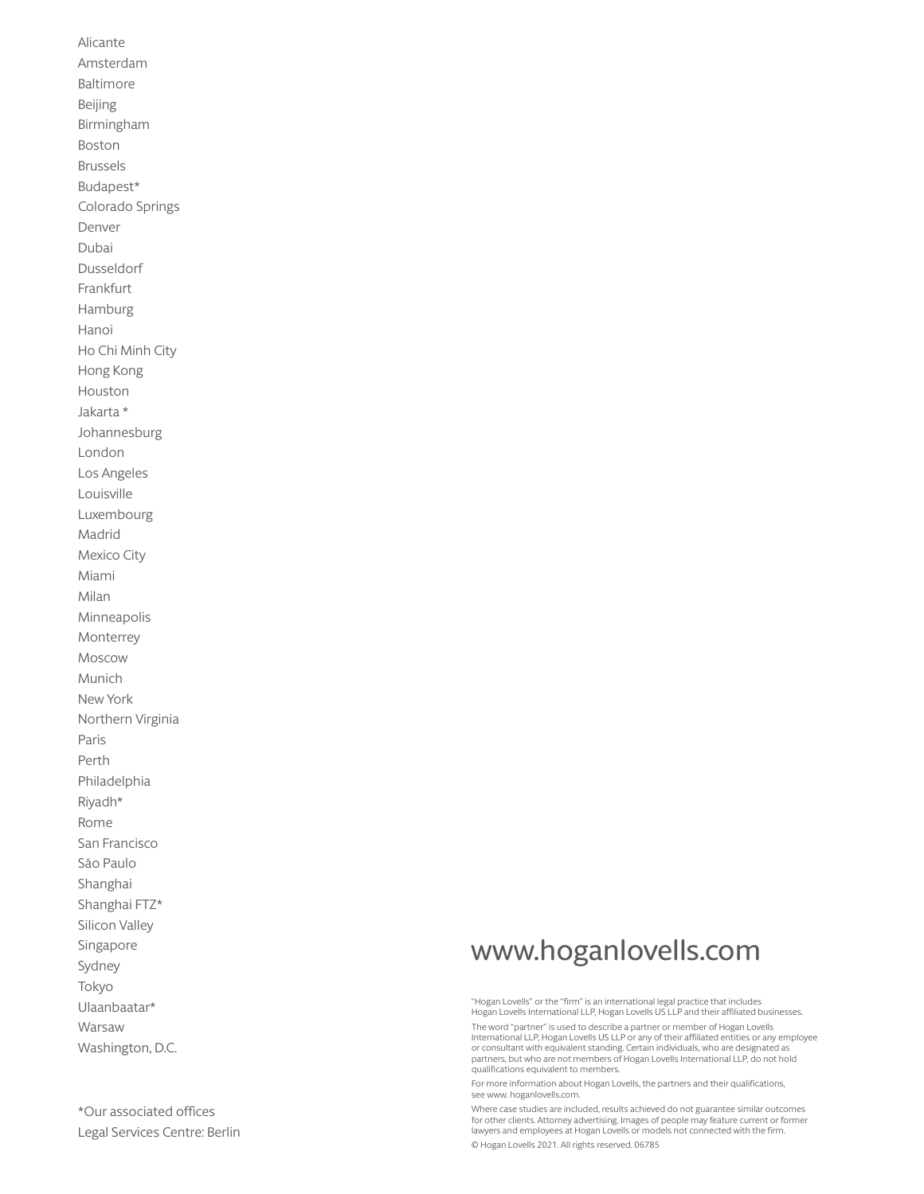Alicante
Amsterdam
Baltimore
Beijing
Birmingham
Boston
Brussels
Budapest*
Colorado Springs
Denver
Dubai
Dusseldorf
Frankfurt
Hamburg
Hanoi
Ho Chi Minh City
Hong Kong
Houston
Jakarta *
Johannesburg
London
Los Angeles
Louisville
Luxembourg
Madrid
Mexico City
Miami
Milan
Minneapolis
Monterrey
Moscow
Munich
New York
Northern Virginia
Paris
Perth
Philadelphia
Riyadh*
Rome
San Francisco
São Paulo
Shanghai
Shanghai FTZ*
Silicon Valley
Singapore
Sydney
Tokyo
Ulaanbaatar*
Warsaw
Washington, D.C.

*Our associated offices
Legal Services Centre: Berlin

www.hoganlovells.com

"Hogan Lovells" or the "firm" is an international legal practice that includes Hogan Lovells International LLP, Hogan Lovells US LLP and their affiliated businesses.

The word "partner" is used to describe a partner or member of Hogan Lovells International LLP, Hogan Lovells US LLP or any of their affiliated entities or any employee or consultant with equivalent standing. Certain individuals, who are designated as partners, but who are not members of Hogan Lovells International LLP, do not hold qualifications equivalent to members.

For more information about Hogan Lovells, the partners and their qualifications, see www. hoganlovells.com.

Where case studies are included, results achieved do not guarantee similar outcomes for other clients. Attorney advertising. Images of people may feature current or former lawyers and employees at Hogan Lovells or models not connected with the firm.

© Hogan Lovells 2021. All rights reserved. 06785